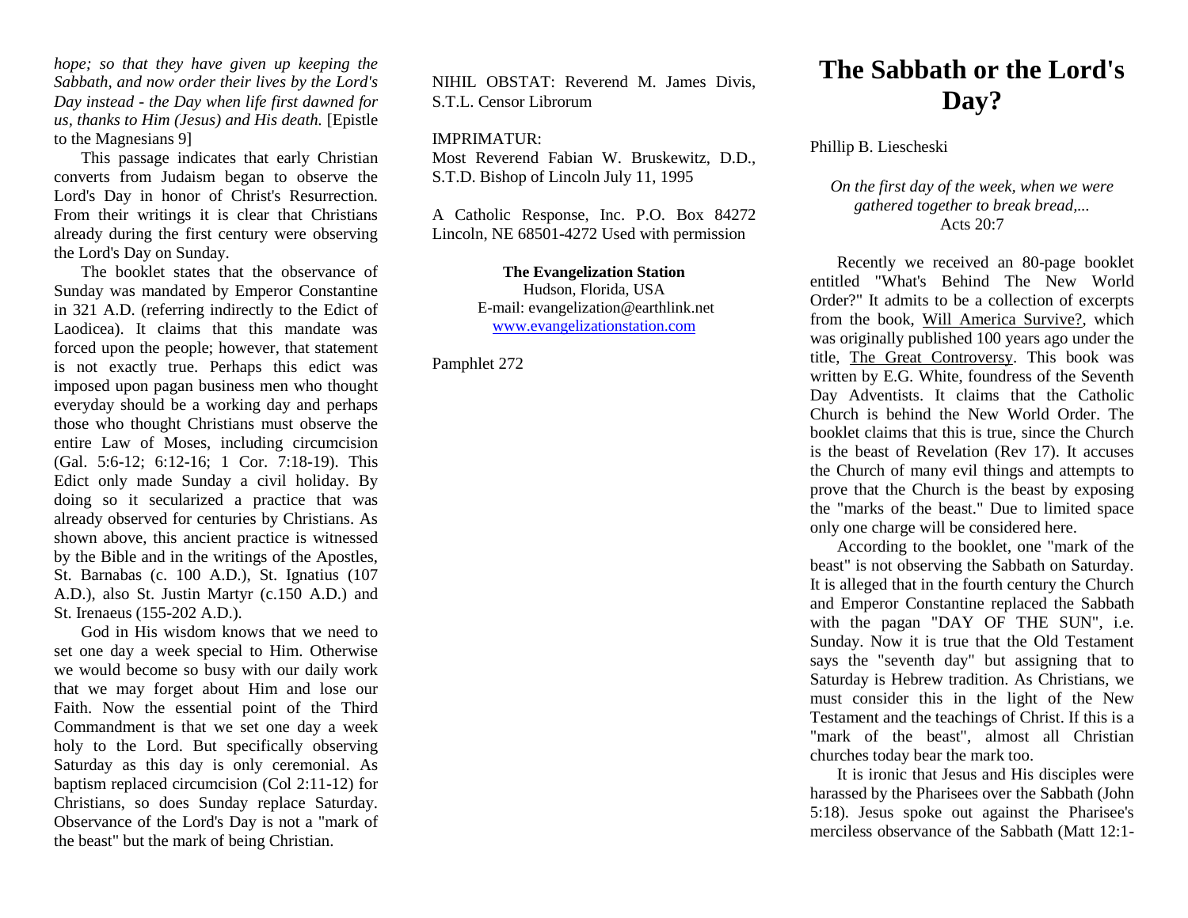# The Sabbath or the Lord's Day?

Phillip B. Liescheski

*On the first day of the week, when we were gathered together to break bread,...*
Acts 20:7

Recently we received an 80-page booklet entitled "What's Behind The New World Order?" It admits to be a collection of excerpts from the book, Will America Survive?, which was originally published 100 years ago under the title, The Great Controversy. This book was written by E.G. White, foundress of the Seventh Day Adventists. It claims that the Catholic Church is behind the New World Order. The booklet claims that this is true, since the Church is the beast of Revelation (Rev 17). It accuses the Church of many evil things and attempts to prove that the Church is the beast by exposing the "marks of the beast." Due to limited space only one charge will be considered here.

According to the booklet, one "mark of the beast" is not observing the Sabbath on Saturday. It is alleged that in the fourth century the Church and Emperor Constantine replaced the Sabbath with the pagan "DAY OF THE SUN", i.e. Sunday. Now it is true that the Old Testament says the "seventh day" but assigning that to Saturday is Hebrew tradition. As Christians, we must consider this in the light of the New Testament and the teachings of Christ. If this is a "mark of the beast", almost all Christian churches today bear the mark too.

It is ironic that Jesus and His disciples were harassed by the Pharisees over the Sabbath (John 5:18). Jesus spoke out against the Pharisee's merciless observance of the Sabbath (Matt 12:1-

*hope; so that they have given up keeping the Sabbath, and now order their lives by the Lord's Day instead - the Day when life first dawned for us, thanks to Him (Jesus) and His death.* [Epistle to the Magnesians 9]

This passage indicates that early Christian converts from Judaism began to observe the Lord's Day in honor of Christ's Resurrection. From their writings it is clear that Christians already during the first century were observing the Lord's Day on Sunday.

The booklet states that the observance of Sunday was mandated by Emperor Constantine in 321 A.D. (referring indirectly to the Edict of Laodicea). It claims that this mandate was forced upon the people; however, that statement is not exactly true. Perhaps this edict was imposed upon pagan business men who thought everyday should be a working day and perhaps those who thought Christians must observe the entire Law of Moses, including circumcision (Gal. 5:6-12; 6:12-16; 1 Cor. 7:18-19). This Edict only made Sunday a civil holiday. By doing so it secularized a practice that was already observed for centuries by Christians. As shown above, this ancient practice is witnessed by the Bible and in the writings of the Apostles, St. Barnabas (c. 100 A.D.), St. Ignatius (107 A.D.), also St. Justin Martyr (c.150 A.D.) and St. Irenaeus (155-202 A.D.).

God in His wisdom knows that we need to set one day a week special to Him. Otherwise we would become so busy with our daily work that we may forget about Him and lose our Faith. Now the essential point of the Third Commandment is that we set one day a week holy to the Lord. But specifically observing Saturday as this day is only ceremonial. As baptism replaced circumcision (Col 2:11-12) for Christians, so does Sunday replace Saturday. Observance of the Lord's Day is not a "mark of the beast" but the mark of being Christian.

NIHIL OBSTAT: Reverend M. James Divis, S.T.L. Censor Librorum

IMPRIMATUR:
Most Reverend Fabian W. Bruskewitz, D.D., S.T.D. Bishop of Lincoln July 11, 1995

A Catholic Response, Inc. P.O. Box 84272 Lincoln, NE 68501-4272 Used with permission

**The Evangelization Station**
Hudson, Florida, USA
E-mail: evangelization@earthlink.net
www.evangelizationstation.com

Pamphlet 272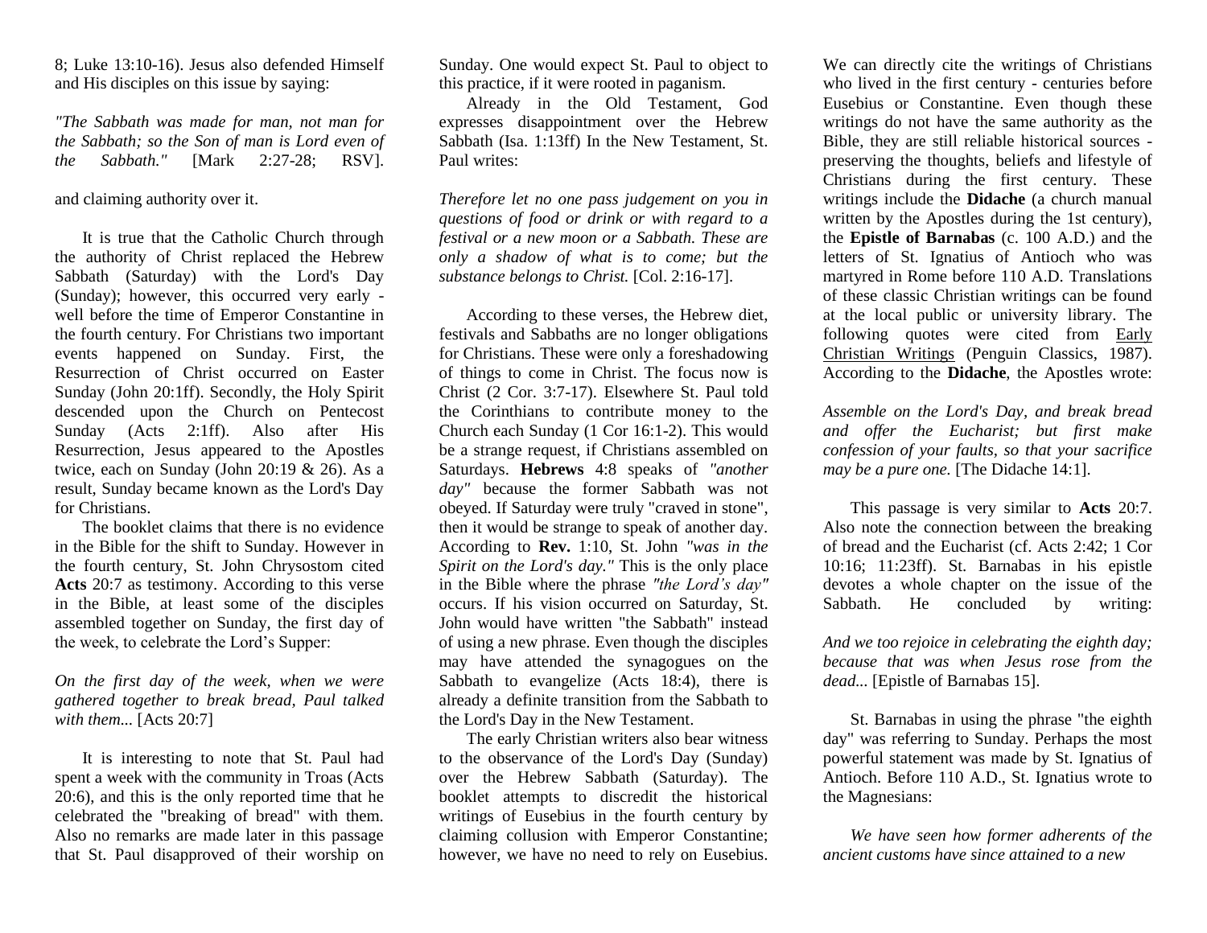8; Luke 13:10-16). Jesus also defended Himself and His disciples on this issue by saying:

*"The Sabbath was made for man, not man for the Sabbath; so the Son of man is Lord even of the Sabbath."* [Mark 2:27-28; RSV].

and claiming authority over it.

It is true that the Catholic Church through the authority of Christ replaced the Hebrew Sabbath (Saturday) with the Lord's Day (Sunday); however, this occurred very early - well before the time of Emperor Constantine in the fourth century. For Christians two important events happened on Sunday. First, the Resurrection of Christ occurred on Easter Sunday (John 20:1ff). Secondly, the Holy Spirit descended upon the Church on Pentecost Sunday (Acts 2:1ff). Also after His Resurrection, Jesus appeared to the Apostles twice, each on Sunday (John 20:19 & 26). As a result, Sunday became known as the Lord's Day for Christians.

The booklet claims that there is no evidence in the Bible for the shift to Sunday. However in the fourth century, St. John Chrysostom cited **Acts** 20:7 as testimony. According to this verse in the Bible, at least some of the disciples assembled together on Sunday, the first day of the week, to celebrate the Lord's Supper:

*On the first day of the week, when we were gathered together to break bread, Paul talked with them...* [Acts 20:7]

It is interesting to note that St. Paul had spent a week with the community in Troas (Acts 20:6), and this is the only reported time that he celebrated the "breaking of bread" with them. Also no remarks are made later in this passage that St. Paul disapproved of their worship on Sunday. One would expect St. Paul to object to this practice, if it were rooted in paganism.

Already in the Old Testament, God expresses disappointment over the Hebrew Sabbath (Isa. 1:13ff) In the New Testament, St. Paul writes:

*Therefore let no one pass judgement on you in questions of food or drink or with regard to a festival or a new moon or a Sabbath. These are only a shadow of what is to come; but the substance belongs to Christ.* [Col. 2:16-17].

According to these verses, the Hebrew diet, festivals and Sabbaths are no longer obligations for Christians. These were only a foreshadowing of things to come in Christ. The focus now is Christ (2 Cor. 3:7-17). Elsewhere St. Paul told the Corinthians to contribute money to the Church each Sunday (1 Cor 16:1-2). This would be a strange request, if Christians assembled on Saturdays. **Hebrews** 4:8 speaks of *"another day"* because the former Sabbath was not obeyed. If Saturday were truly "craved in stone", then it would be strange to speak of another day. According to **Rev.** 1:10, St. John *"was in the Spirit on the Lord's day."* This is the only place in the Bible where the phrase *"the Lord's day"* occurs. If his vision occurred on Saturday, St. John would have written "the Sabbath" instead of using a new phrase. Even though the disciples may have attended the synagogues on the Sabbath to evangelize (Acts 18:4), there is already a definite transition from the Sabbath to the Lord's Day in the New Testament.

The early Christian writers also bear witness to the observance of the Lord's Day (Sunday) over the Hebrew Sabbath (Saturday). The booklet attempts to discredit the historical writings of Eusebius in the fourth century by claiming collusion with Emperor Constantine; however, we have no need to rely on Eusebius. We can directly cite the writings of Christians who lived in the first century - centuries before Eusebius or Constantine. Even though these writings do not have the same authority as the Bible, they are still reliable historical sources - preserving the thoughts, beliefs and lifestyle of Christians during the first century. These writings include the **Didache** (a church manual written by the Apostles during the 1st century), the **Epistle of Barnabas** (c. 100 A.D.) and the letters of St. Ignatius of Antioch who was martyred in Rome before 110 A.D. Translations of these classic Christian writings can be found at the local public or university library. The following quotes were cited from Early Christian Writings (Penguin Classics, 1987). According to the **Didache**, the Apostles wrote:

*Assemble on the Lord's Day, and break bread and offer the Eucharist; but first make confession of your faults, so that your sacrifice may be a pure one.* [The Didache 14:1].

This passage is very similar to **Acts** 20:7. Also note the connection between the breaking of bread and the Eucharist (cf. Acts 2:42; 1 Cor 10:16; 11:23ff). St. Barnabas in his epistle devotes a whole chapter on the issue of the Sabbath. He concluded by writing:

*And we too rejoice in celebrating the eighth day; because that was when Jesus rose from the dead...* [Epistle of Barnabas 15].

St. Barnabas in using the phrase "the eighth day" was referring to Sunday. Perhaps the most powerful statement was made by St. Ignatius of Antioch. Before 110 A.D., St. Ignatius wrote to the Magnesians:

*We have seen how former adherents of the ancient customs have since attained to a new*